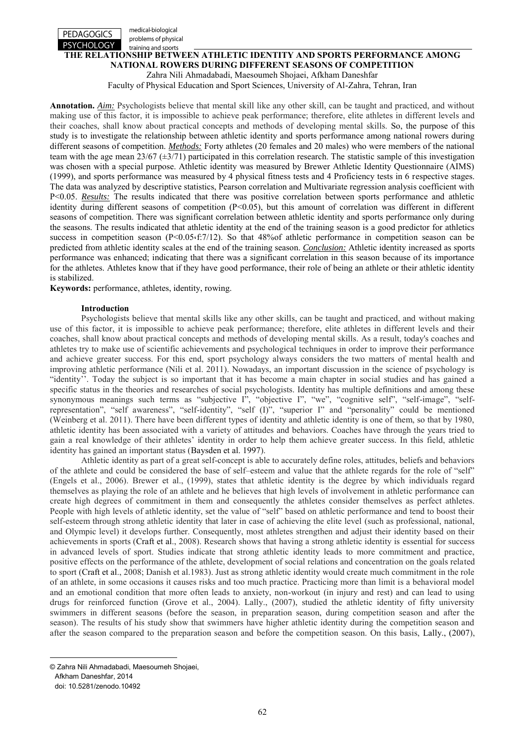# THE RELATIONSHIP BETWEEN ATHLETIC IDENTITY AND SPORTS PERFORMANCE AMONG NATIONAL ROWERS DURING DIFFERENT SEASONS OF COMPETITION

Zahra Nili Ahmadabadi, Maesoumeh Shojaei, Afkham Daneshfar

Faculty of Physical Education and Sport Sciences, University of Al-Zahra, Tehran, Iran

**Annotation.** ***Aim:*** Psychologists believe that mental skill like any other skill, can be taught and practiced, and without making use of this factor, it is impossible to achieve peak performance; therefore, elite athletes in different levels and their coaches, shall know about practical concepts and methods of developing mental skills. So, the purpose of this study is to investigate the relationship between athletic identity and sports performance among national rowers during different seasons of competition. ***Methods:*** Forty athletes (20 females and 20 males) who were members of the national team with the age mean 23/67 (±3/71) participated in this correlation research. The statistic sample of this investigation was chosen with a special purpose. Athletic identity was measured by Brewer Athletic Identity Questionnaire (AIMS) (1999), and sports performance was measured by 4 physical fitness tests and 4 Proficiency tests in 6 respective stages. The data was analyzed by descriptive statistics, Pearson correlation and Multivariate regression analysis coefficient with P<0.05. ***Results:*** The results indicated that there was positive correlation between sports performance and athletic identity during different seasons of competition (P<0.05), but this amount of correlation was different in different seasons of competition. There was significant correlation between athletic identity and sports performance only during the seasons. The results indicated that athletic identity at the end of the training season is a good predictor for athletics success in competition season (P<0.05،f:7/12). So that 48%of athletic performance in competition season can be predicted from athletic identity scales at the end of the training season. ***Conclusion:*** Athletic identity increased as sports performance was enhanced; indicating that there was a significant correlation in this season because of its importance for the athletes. Athletes know that if they have good performance, their role of being an athlete or their athletic identity is stabilized.

**Keywords:** performance, athletes, identity, rowing.

## Introduction

Psychologists believe that mental skills like any other skills, can be taught and practiced, and without making use of this factor, it is impossible to achieve peak performance; therefore, elite athletes in different levels and their coaches, shall know about practical concepts and methods of developing mental skills. As a result, today's coaches and athletes try to make use of scientific achievements and psychological techniques in order to improve their performance and achieve greater success. For this end, sport psychology always considers the two matters of mental health and improving athletic performance (Nili et al. 2011). Nowadays, an important discussion in the science of psychology is "identity''. Today the subject is so important that it has become a main chapter in social studies and has gained a specific status in the theories and researches of social psychologists. Identity has multiple definitions and among these synonymous meanings such terms as "subjective I", "objective I", "we", "cognitive self", "self-image", "self-representation", "self awareness", "self-identity", "self (I)", "superior I" and "personality" could be mentioned (Weinberg et al. 2011). There have been different types of identity and athletic identity is one of them, so that by 1980, athletic identity has been associated with a variety of attitudes and behaviors. Coaches have through the years tried to gain a real knowledge of their athletes' identity in order to help them achieve greater success. In this field, athletic identity has gained an important status (Baysden et al. 1997).

Athletic identity as part of a great self-concept is able to accurately define roles, attitudes, beliefs and behaviors of the athlete and could be considered the base of self–esteem and value that the athlete regards for the role of "self" (Engels et al., 2006). Brewer et al., (1999), states that athletic identity is the degree by which individuals regard themselves as playing the role of an athlete and he believes that high levels of involvement in athletic performance can create high degrees of commitment in them and consequently the athletes consider themselves as perfect athletes. People with high levels of athletic identity, set the value of "self" based on athletic performance and tend to boost their self-esteem through strong athletic identity that later in case of achieving the elite level (such as professional, national, and Olympic level) it develops further. Consequently, most athletes strengthen and adjust their identity based on their achievements in sports (Craft et al., 2008). Research shows that having a strong athletic identity is essential for success in advanced levels of sport. Studies indicate that strong athletic identity leads to more commitment and practice, positive effects on the performance of the athlete, development of social relations and concentration on the goals related to sport (Craft et al., 2008; Danish et al.1983). Just as strong athletic identity would create much commitment in the role of an athlete, in some occasions it causes risks and too much practice. Practicing more than limit is a behavioral model and an emotional condition that more often leads to anxiety, non-workout (in injury and rest) and can lead to using drugs for reinforced function (Grove et al., 2004). Lally., (2007), studied the athletic identity of fifty university swimmers in different seasons (before the season, in preparation season, during competition season and after the season). The results of his study show that swimmers have higher athletic identity during the competition season and after the season compared to the preparation season and before the competition season. On this basis, Lally., (2007),

---

© Zahra Nili Ahmadabadi, Maesoumeh Shojaei, Afkham Daneshfar, 2014

doi: 10.5281/zenodo.10492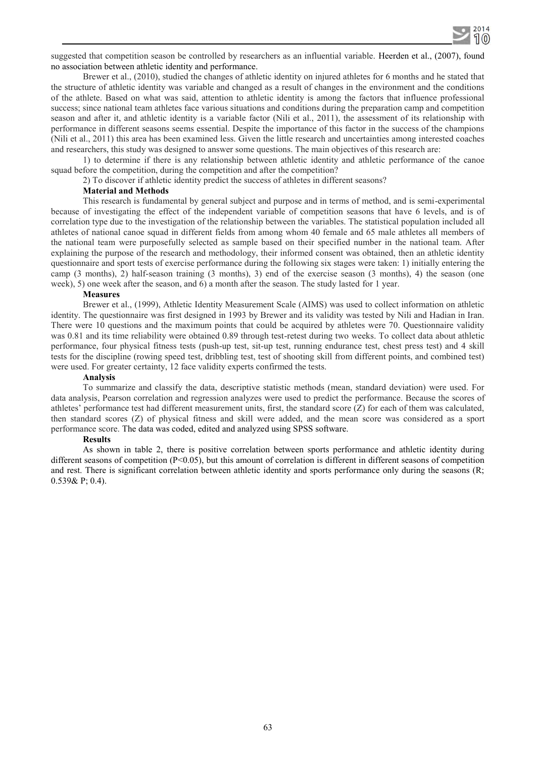suggested that competition season be controlled by researchers as an influential variable. Heerden et al., (2007), found no association between athletic identity and performance.

Brewer et al., (2010), studied the changes of athletic identity on injured athletes for 6 months and he stated that the structure of athletic identity was variable and changed as a result of changes in the environment and the conditions of the athlete. Based on what was said, attention to athletic identity is among the factors that influence professional success; since national team athletes face various situations and conditions during the preparation camp and competition season and after it, and athletic identity is a variable factor (Nili et al., 2011), the assessment of its relationship with performance in different seasons seems essential. Despite the importance of this factor in the success of the champions (Nili et al., 2011) this area has been examined less. Given the little research and uncertainties among interested coaches and researchers, this study was designed to answer some questions. The main objectives of this research are:

1) to determine if there is any relationship between athletic identity and athletic performance of the canoe squad before the competition, during the competition and after the competition?

2) To discover if athletic identity predict the success of athletes in different seasons?

### Material and Methods

This research is fundamental by general subject and purpose and in terms of method, and is semi-experimental because of investigating the effect of the independent variable of competition seasons that have 6 levels, and is of correlation type due to the investigation of the relationship between the variables. The statistical population included all athletes of national canoe squad in different fields from among whom 40 female and 65 male athletes all members of the national team were purposefully selected as sample based on their specified number in the national team. After explaining the purpose of the research and methodology, their informed consent was obtained, then an athletic identity questionnaire and sport tests of exercise performance during the following six stages were taken: 1) initially entering the camp (3 months), 2) half-season training (3 months), 3) end of the exercise season (3 months), 4) the season (one week), 5) one week after the season, and 6) a month after the season. The study lasted for 1 year.

### Measures

Brewer et al., (1999), Athletic Identity Measurement Scale (AIMS) was used to collect information on athletic identity. The questionnaire was first designed in 1993 by Brewer and its validity was tested by Nili and Hadian in Iran. There were 10 questions and the maximum points that could be acquired by athletes were 70. Questionnaire validity was 0.81 and its time reliability were obtained 0.89 through test-retest during two weeks. To collect data about athletic performance, four physical fitness tests (push-up test, sit-up test, running endurance test, chest press test) and 4 skill tests for the discipline (rowing speed test, dribbling test, test of shooting skill from different points, and combined test) were used. For greater certainty, 12 face validity experts confirmed the tests.

### Analysis

To summarize and classify the data, descriptive statistic methods (mean, standard deviation) were used. For data analysis, Pearson correlation and regression analyzes were used to predict the performance. Because the scores of athletes' performance test had different measurement units, first, the standard score (Z) for each of them was calculated, then standard scores (Z) of physical fitness and skill were added, and the mean score was considered as a sport performance score. The data was coded, edited and analyzed using SPSS software.

### Results

As shown in table 2, there is positive correlation between sports performance and athletic identity during different seasons of competition ($P<0.05$), but this amount of correlation is different in different seasons of competition and rest. There is significant correlation between athletic identity and sports performance only during the seasons (R; 0.539& P; 0.4).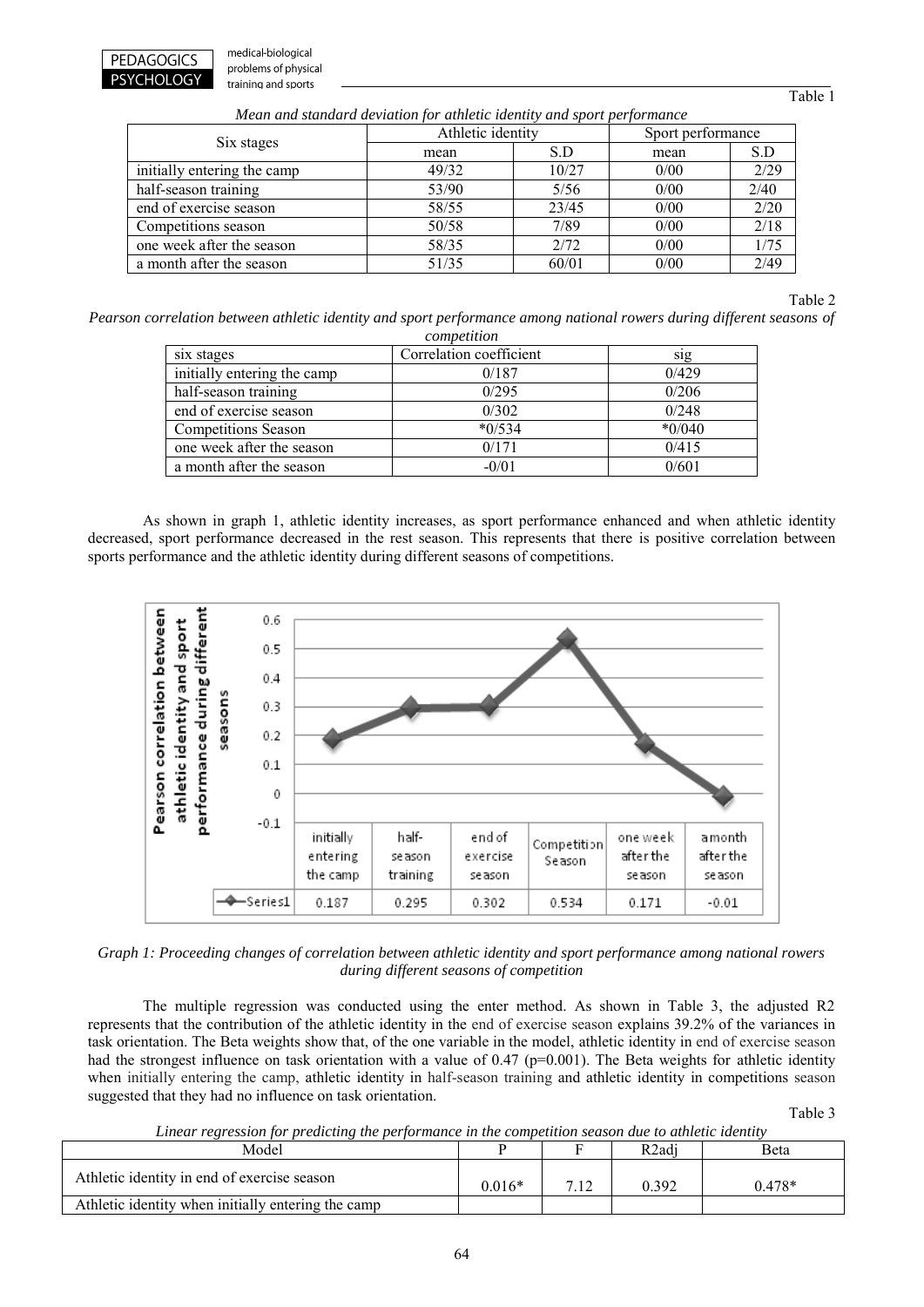Table 1

*Mean and standard deviation for athletic identity and sport performance*

| Six stages | Athletic identity | | Sport performance | |
|---|---|---|---|---|
| | mean | S.D | mean | S.D |
| initially entering the camp | 49/32 | 10/27 | 0/00 | 2/29 |
| half-season training | 53/90 | 5/56 | 0/00 | 2/40 |
| end of exercise season | 58/55 | 23/45 | 0/00 | 2/20 |
| Competitions season | 50/58 | 7/89 | 0/00 | 2/18 |
| one week after the season | 58/35 | 2/72 | 0/00 | 1/75 |
| a month after the season | 51/35 | 60/01 | 0/00 | 2/49 |

Table 2

*Pearson correlation between athletic identity and sport performance among national rowers during different seasons of competition*

| six stages | Correlation coefficient | sig |
|---|---|---|
| initially entering the camp | 0/187 | 0/429 |
| half-season training | 0/295 | 0/206 |
| end of exercise season | 0/302 | 0/248 |
| Competitions Season | *0/534 | *0/040 |
| one week after the season | 0/171 | 0/415 |
| a month after the season | -0/01 | 0/601 |

As shown in graph 1, athletic identity increases, as sport performance enhanced and when athletic identity decreased, sport performance decreased in the rest season. This represents that there is positive correlation between sports performance and the athletic identity during different seasons of competitions.

| | initially entering the camp | half-season training | end of exercise season | Competition Season | one week after the season | a month after the season |
|---|---|---|---|---|---|---|
| Series1 | 0.187 | 0.295 | 0.302 | 0.534 | 0.171 | -0.01 |

*Graph 1: Proceeding changes of correlation between athletic identity and sport performance among national rowers during different seasons of competition*

The multiple regression was conducted using the enter method. As shown in Table 3, the adjusted R2 represents that the contribution of the athletic identity in the end of exercise season explains 39.2% of the variances in task orientation. The Beta weights show that, of the one variable in the model, athletic identity in end of exercise season had the strongest influence on task orientation with a value of 0.47 (p=0.001). The Beta weights for athletic identity when initially entering the camp, athletic identity in half-season training and athletic identity in competitions season suggested that they had no influence on task orientation.

Table 3

*Linear regression for predicting the performance in the competition season due to athletic identity*

| Model | P | F | R2adj | Beta |
|---|---|---|---|---|
| Athletic identity in end of exercise season | 0.016* | 7.12 | 0.392 | 0.478* |
| Athletic identity when initially entering the camp | | | | |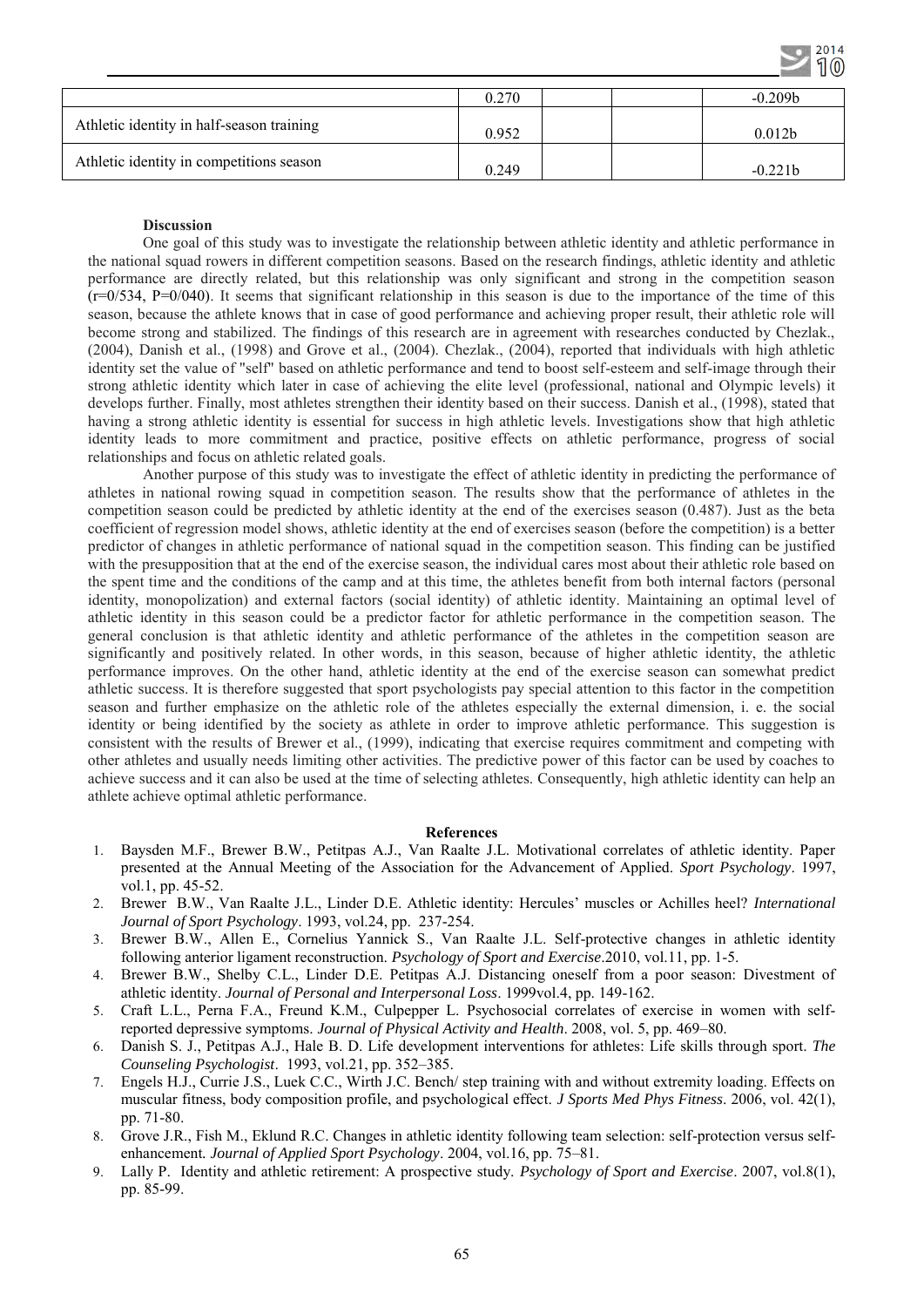| | | | | |
|---|---|---|---|---|
| | 0.270 | | | -0.209b |
| Athletic identity in half-season training | 0.952 | | | 0.012b |
| Athletic identity in competitions season | 0.249 | | | -0.221b |

**Discussion**

One goal of this study was to investigate the relationship between athletic identity and athletic performance in the national squad rowers in different competition seasons. Based on the research findings, athletic identity and athletic performance are directly related, but this relationship was only significant and strong in the competition season (r=0/534, P=0/040). It seems that significant relationship in this season is due to the importance of the time of this season, because the athlete knows that in case of good performance and achieving proper result, their athletic role will become strong and stabilized. The findings of this research are in agreement with researches conducted by Chezlak., (2004), Danish et al., (1998) and Grove et al., (2004). Chezlak., (2004), reported that individuals with high athletic identity set the value of "self" based on athletic performance and tend to boost self-esteem and self-image through their strong athletic identity which later in case of achieving the elite level (professional, national and Olympic levels) it develops further. Finally, most athletes strengthen their identity based on their success. Danish et al., (1998), stated that having a strong athletic identity is essential for success in high athletic levels. Investigations show that high athletic identity leads to more commitment and practice, positive effects on athletic performance, progress of social relationships and focus on athletic related goals.

Another purpose of this study was to investigate the effect of athletic identity in predicting the performance of athletes in national rowing squad in competition season. The results show that the performance of athletes in the competition season could be predicted by athletic identity at the end of the exercises season (0.487). Just as the beta coefficient of regression model shows, athletic identity at the end of exercises season (before the competition) is a better predictor of changes in athletic performance of national squad in the competition season. This finding can be justified with the presupposition that at the end of the exercise season, the individual cares most about their athletic role based on the spent time and the conditions of the camp and at this time, the athletes benefit from both internal factors (personal identity, monopolization) and external factors (social identity) of athletic identity. Maintaining an optimal level of athletic identity in this season could be a predictor factor for athletic performance in the competition season. The general conclusion is that athletic identity and athletic performance of the athletes in the competition season are significantly and positively related. In other words, in this season, because of higher athletic identity, the athletic performance improves. On the other hand, athletic identity at the end of the exercise season can somewhat predict athletic success. It is therefore suggested that sport psychologists pay special attention to this factor in the competition season and further emphasize on the athletic role of the athletes especially the external dimension, i. e. the social identity or being identified by the society as athlete in order to improve athletic performance. This suggestion is consistent with the results of Brewer et al., (1999), indicating that exercise requires commitment and competing with other athletes and usually needs limiting other activities. The predictive power of this factor can be used by coaches to achieve success and it can also be used at the time of selecting athletes. Consequently, high athletic identity can help an athlete achieve optimal athletic performance.

**References**

1. Baysden M.F., Brewer B.W., Petitpas A.J., Van Raalte J.L. Motivational correlates of athletic identity. Paper presented at the Annual Meeting of the Association for the Advancement of Applied. *Sport Psychology*. 1997, vol.1, pp. 45-52.
2. Brewer B.W., Van Raalte J.L., Linder D.E. Athletic identity: Hercules' muscles or Achilles heel? *International Journal of Sport Psychology*. 1993, vol.24, pp. 237-254.
3. Brewer B.W., Allen E., Cornelius Yannick S., Van Raalte J.L. Self-protective changes in athletic identity following anterior ligament reconstruction. *Psychology of Sport and Exercise*.2010, vol.11, pp. 1-5.
4. Brewer B.W., Shelby C.L., Linder D.E. Petitpas A.J. Distancing oneself from a poor season: Divestment of athletic identity. *Journal of Personal and Interpersonal Loss*. 1999vol.4, pp. 149-162.
5. Craft L.L., Perna F.A., Freund K.M., Culpepper L. Psychosocial correlates of exercise in women with self-reported depressive symptoms. *Journal of Physical Activity and Health*. 2008, vol. 5, pp. 469–80.
6. Danish S. J., Petitpas A.J., Hale B. D. Life development interventions for athletes: Life skills through sport. *The Counseling Psychologist*. 1993, vol.21, pp. 352–385.
7. Engels H.J., Currie J.S., Luek C.C., Wirth J.C. Bench/ step training with and without extremity loading. Effects on muscular fitness, body composition profile, and psychological effect. *J Sports Med Phys Fitness*. 2006, vol. 42(1), pp. 71-80.
8. Grove J.R., Fish M., Eklund R.C. Changes in athletic identity following team selection: self-protection versus self-enhancement. *Journal of Applied Sport Psychology*. 2004, vol.16, pp. 75–81.
9. Lally P. Identity and athletic retirement: A prospective study. *Psychology of Sport and Exercise*. 2007, vol.8(1), pp. 85-99.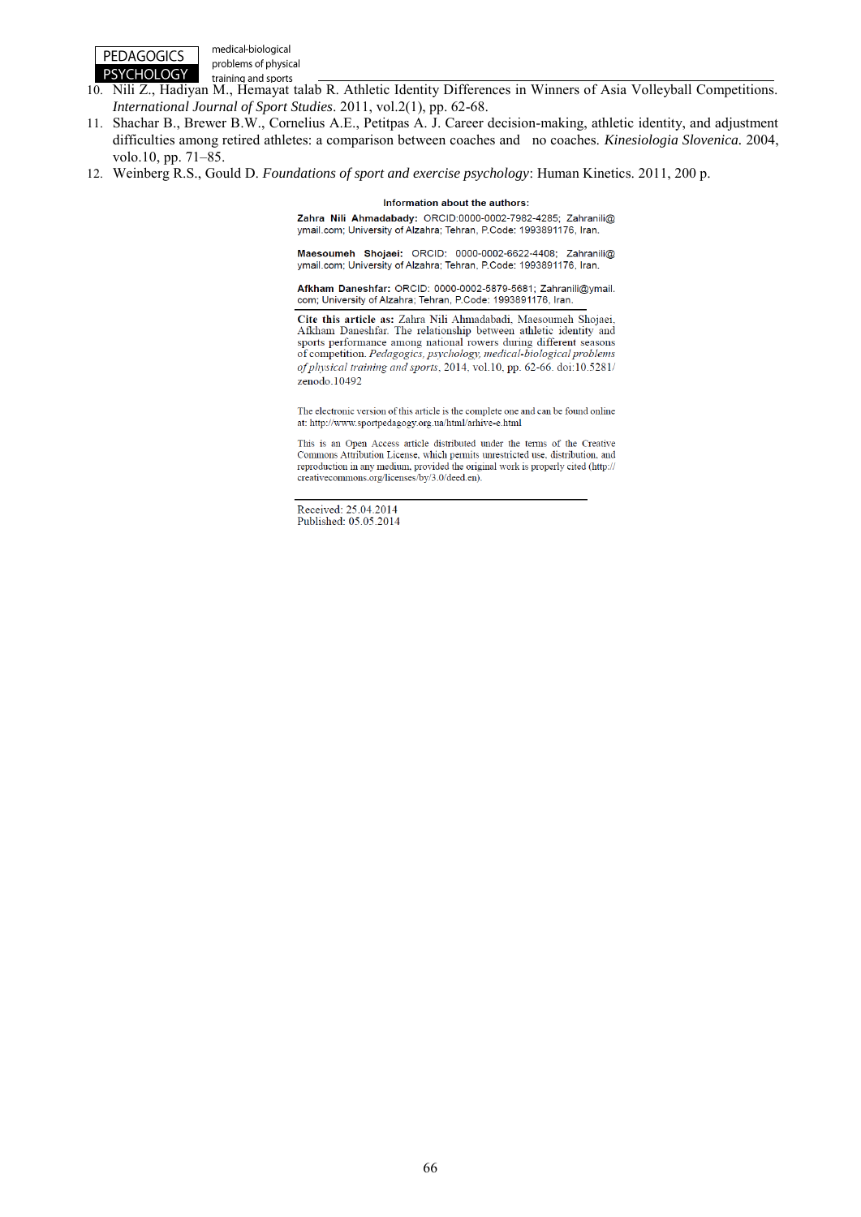10. Nili Z., Hadiyan M., Hemayat talab R. Athletic Identity Differences in Winners of Asia Volleyball Competitions. *International Journal of Sport Studies*. 2011, vol.2(1), pp. 62-68.
11. Shachar B., Brewer B.W., Cornelius A.E., Petitpas A. J. Career decision-making, athletic identity, and adjustment difficulties among retired athletes: a comparison between coaches and no coaches. *Kinesiologia Slovenica.* 2004, volo.10, pp. 71–85.
12. Weinberg R.S., Gould D. *Foundations of sport and exercise psychology*: Human Kinetics. 2011, 200 p.

**Information about the authors:**

**Zahra Nili Ahmadabady:** ORCID:0000-0002-7982-4285; Zahranili@ymail.com; University of Alzahra; Tehran, P.Code: 1993891176, Iran.

**Maesoumeh Shojaei:** ORCID: 0000-0002-6622-4408; Zahranili@ymail.com; University of Alzahra; Tehran, P.Code: 1993891176, Iran.

**Afkham Daneshfar:** ORCID: 0000-0002-5879-5681; Zahranili@ymail.com; University of Alzahra; Tehran, P.Code: 1993891176, Iran.

**Cite this article as:** Zahra Nili Ahmadabadi, Maesoumeh Shojaei, Afkham Daneshfar. The relationship between athletic identity and sports performance among national rowers during different seasons of competition. *Pedagogics, psychology, medical-biological problems of physical training and sports*, 2014, vol.10, pp. 62-66. doi:10.5281/zenodo.10492

The electronic version of this article is the complete one and can be found online at: http://www.sportpedagogy.org.ua/html/arhive-e.html

This is an Open Access article distributed under the terms of the Creative Commons Attribution License, which permits unrestricted use, distribution, and reproduction in any medium, provided the original work is properly cited (http://creativecommons.org/licenses/by/3.0/deed.en).

Received: 25.04.2014
Published: 05.05.2014